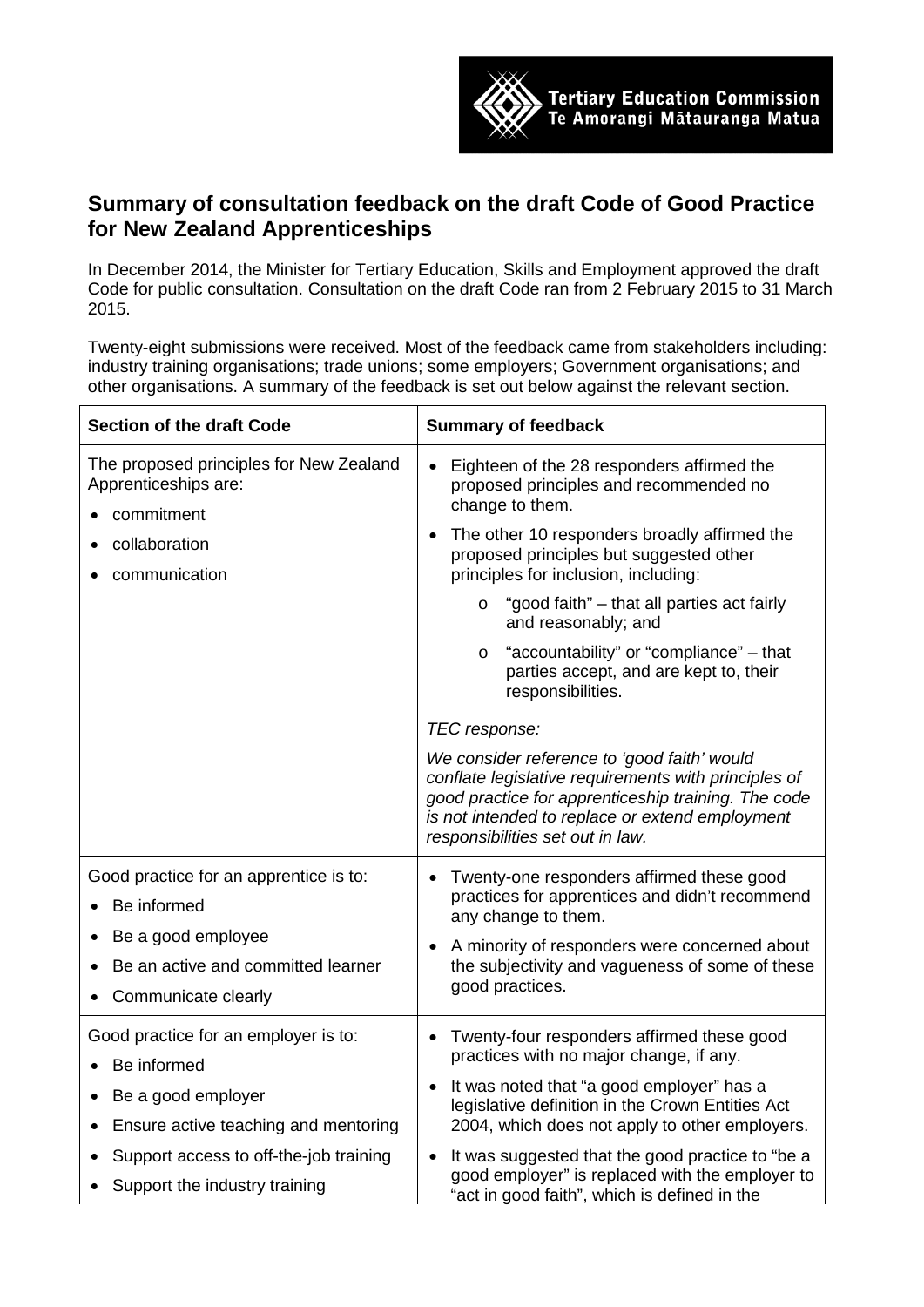Tertiary Education Commission
Te Amorangi Mātauranga Matua

## Summary of consultation feedback on the draft Code of Good Practice for New Zealand Apprenticeships

In December 2014, the Minister for Tertiary Education, Skills and Employment approved the draft Code for public consultation. Consultation on the draft Code ran from 2 February 2015 to 31 March 2015.

Twenty-eight submissions were received. Most of the feedback came from stakeholders including: industry training organisations; trade unions; some employers; Government organisations; and other organisations. A summary of the feedback is set out below against the relevant section.

| Section of the draft Code | Summary of feedback |
|---|---|
| The proposed principles for New Zealand Apprenticeships are:<br>• commitment<br>• collaboration<br>• communication | • Eighteen of the 28 responders affirmed the proposed principles and recommended no change to them.<br>• The other 10 responders broadly affirmed the proposed principles but suggested other principles for inclusion, including:<br>o "good faith" – that all parties act fairly and reasonably; and<br>o "accountability" or "compliance" – that parties accept, and are kept to, their responsibilities.<br>*TEC response:*<br>*We consider reference to 'good faith' would conflate legislative requirements with principles of good practice for apprenticeship training. The code is not intended to replace or extend employment responsibilities set out in law.* |
| Good practice for an apprentice is to:<br>• Be informed<br>• Be a good employee<br>• Be an active and committed learner<br>• Communicate clearly | • Twenty-one responders affirmed these good practices for apprentices and didn't recommend any change to them.<br>• A minority of responders were concerned about the subjectivity and vagueness of some of these good practices. |
| Good practice for an employer is to:<br>• Be informed<br>• Be a good employer<br>• Ensure active teaching and mentoring<br>• Support access to off-the-job training<br>• Support the industry training | • Twenty-four responders affirmed these good practices with no major change, if any.<br>• It was noted that "a good employer" has a legislative definition in the Crown Entities Act 2004, which does not apply to other employers.<br>• It was suggested that the good practice to "be a good employer" is replaced with the employer to "act in good faith", which is defined in the |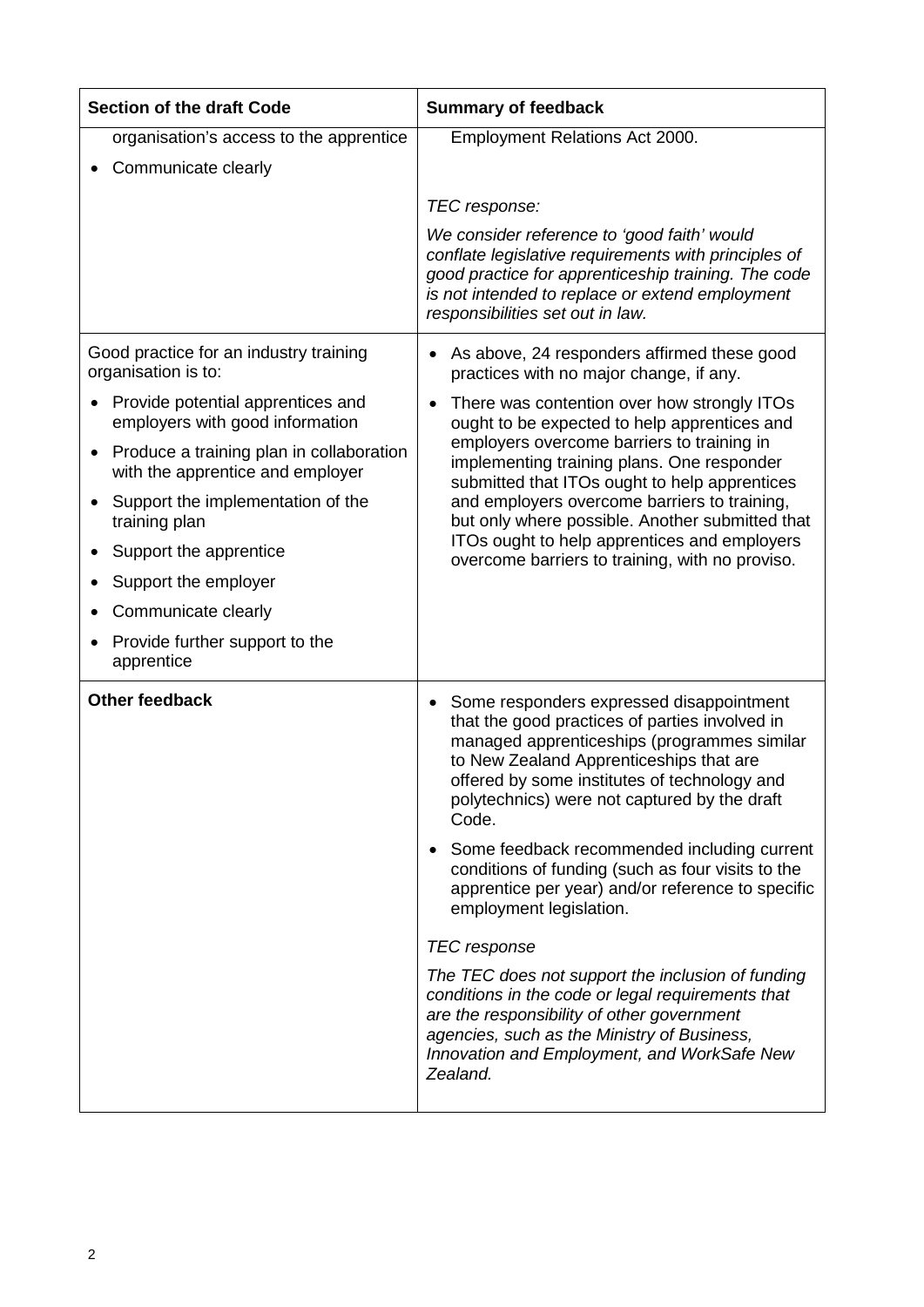| Section of the draft Code | Summary of feedback |
|---|---|
| organisation's access to the apprentice<br>• Communicate clearly | Employment Relations Act 2000.<br><br>*TEC response:*<br>*We consider reference to 'good faith' would conflate legislative requirements with principles of good practice for apprenticeship training. The code is not intended to replace or extend employment responsibilities set out in law.* |
| Good practice for an industry training organisation is to:<br>• Provide potential apprentices and employers with good information<br>• Produce a training plan in collaboration with the apprentice and employer<br>• Support the implementation of the training plan<br>• Support the apprentice<br>• Support the employer<br>• Communicate clearly<br>• Provide further support to the apprentice | • As above, 24 responders affirmed these good practices with no major change, if any.<br>• There was contention over how strongly ITOs ought to be expected to help apprentices and employers overcome barriers to training in implementing training plans. One responder submitted that ITOs ought to help apprentices and employers overcome barriers to training, but only where possible. Another submitted that ITOs ought to help apprentices and employers overcome barriers to training, with no proviso. |
| **Other feedback** | • Some responders expressed disappointment that the good practices of parties involved in managed apprenticeships (programmes similar to New Zealand Apprenticeships that are offered by some institutes of technology and polytechnics) were not captured by the draft Code.<br>• Some feedback recommended including current conditions of funding (such as four visits to the apprentice per year) and/or reference to specific employment legislation.<br><br>*TEC response*<br>*The TEC does not support the inclusion of funding conditions in the code or legal requirements that are the responsibility of other government agencies, such as the Ministry of Business, Innovation and Employment, and WorkSafe New Zealand.* |